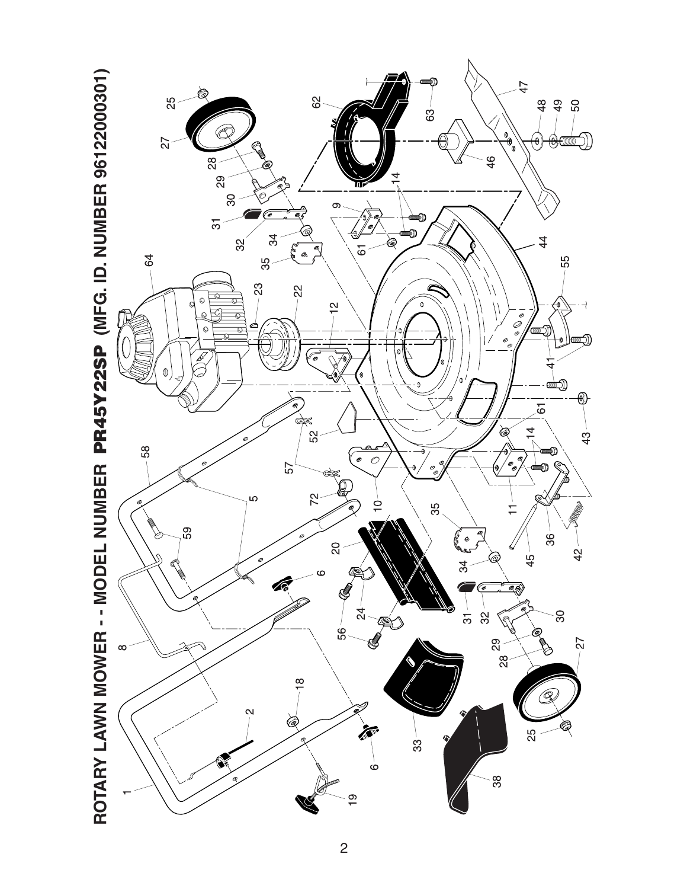# ROTARY LAWN MOWER - - MODEL NUMBER PR45Y22SP (MFG. ID. NUMBER 96122000301)

1
2
5
6
8
9
10
11
12
14
18
19
20
22
23
24
25
27
28
29
30
31
32
33
34
35
36
38
41
42
43
44
45
46
47
48
49
50
52
55
56
57
58
59
61
62
63
64
72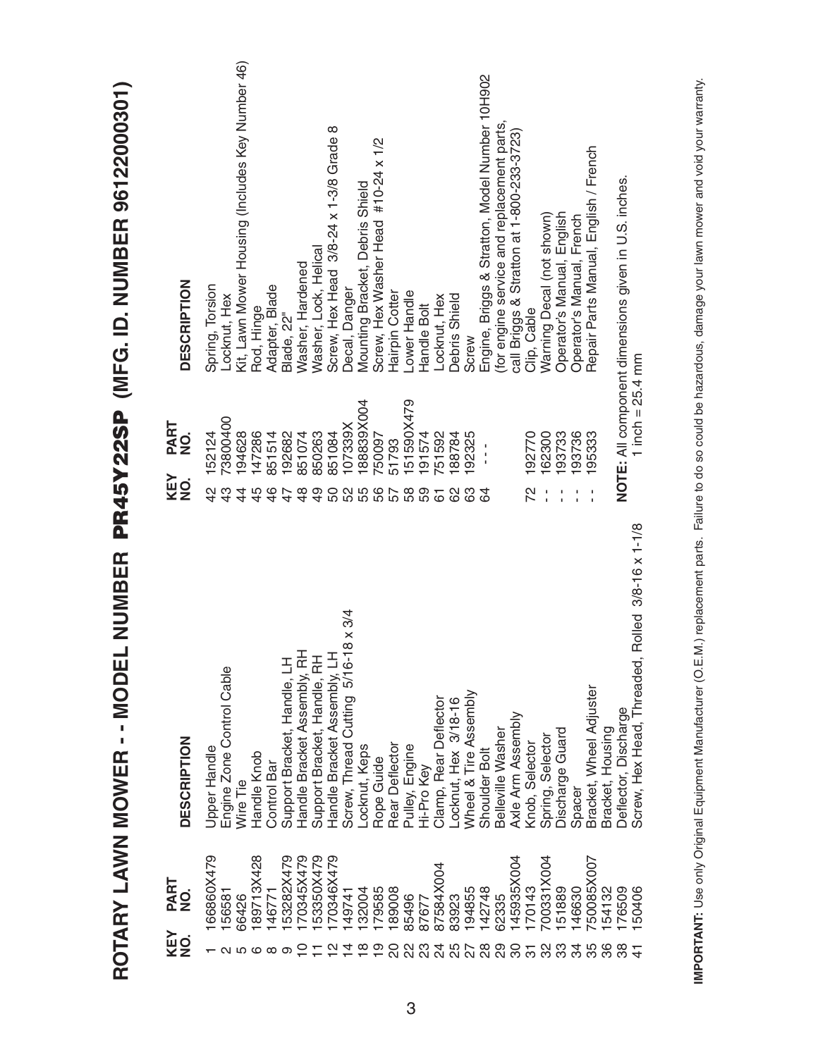# ROTARY LAWN MOWER - - MODEL NUMBER PR45Y22SP (MFG. ID. NUMBER 96122000301)

| KEY NO. | PART NO. | DESCRIPTION |
|---|---|---|
| 1 | 166860X479 | Upper Handle |
| 2 | 156581 | Engine Zone Control Cable |
| 5 | 66426 | Wire Tie |
| 6 | 189713X428 | Handle Knob |
| 8 | 146771 | Control Bar |
| 9 | 153282X479 | Support Bracket, Handle, LH |
| 10 | 170345X479 | Handle Bracket Assembly, RH |
| 11 | 153350X479 | Support Bracket, Handle, RH |
| 12 | 170346X479 | Handle Bracket Assembly, LH |
| 14 | 149741 | Screw, Thread Cutting 5/16-18 x 3/4 |
| 18 | 132004 | Locknut, Keps |
| 19 | 179585 | Rope Guide |
| 20 | 189008 | Rear Deflector |
| 22 | 85496 | Pulley, Engine |
| 23 | 87677 | Hi-Pro Key |
| 24 | 87584X004 | Clamp, Rear Deflector |
| 25 | 83923 | Locknut, Hex 3/18-16 |
| 27 | 194855 | Wheel & Tire Assembly |
| 28 | 142748 | Shoulder Bolt |
| 29 | 62335 | Belleville Washer |
| 30 | 145935X004 | Axle Arm Assembly |
| 31 | 170143 | Knob, Selector |
| 32 | 700331X004 | Spring, Selector |
| 33 | 151889 | Discharge Guard |
| 34 | 146630 | Spacer |
| 35 | 750085X007 | Bracket, Wheel Adjuster |
| 36 | 154132 | Bracket, Housing |
| 38 | 176509 | Deflector, Discharge |
| 41 | 150406 | Screw, Hex Head, Threaded, Rolled 3/8-16 x 1-1/8 |
| 42 | 152124 | Spring, Torsion |
| 43 | 73800400 | Locknut, Hex |
| 44 | 194628 | Kit, Lawn Mower Housing (Includes Key Number 46) |
| 45 | 147286 | Rod, Hinge |
| 46 | 851514 | Adapter, Blade |
| 47 | 192682 | Blade, 22" |
| 48 | 851074 | Washer, Hardened |
| 49 | 850263 | Washer, Lock, Helical |
| 50 | 851084 | Screw, Hex Head 3/8-24 x 1-3/8 Grade 8 |
| 52 | 107339X | Decal, Danger |
| 55 | 188839X004 | Mounting Bracket, Debris Shield |
| 56 | 750097 | Screw, Hex Washer Head #10-24 x 1/2 |
| 57 | 51793 | Hairpin Cotter |
| 58 | 151590X479 | Lower Handle |
| 59 | 191574 | Handle Bolt |
| 61 | 751592 | Locknut, Hex |
| 62 | 188784 | Debris Shield |
| 63 | 192325 | Screw |
| 64 | - - - | Engine, Briggs & Stratton, Model Number 10H902 (for engine service and replacement parts, call Briggs & Stratton at 1-800-233-3723) |
| 72 | 192770 | Clip, Cable |
| - - | 162300 | Warning Decal (not shown) |
| - - | 193733 | Operator's Manual, English |
| - - | 193736 | Operator's Manual, French |
| - - | 195333 | Repair Parts Manual, English / French |

**NOTE:** All component dimensions given in U.S. inches.
1 inch = 25.4 mm

**IMPORTANT:** Use only Original Equipment Manufacturer (O.E.M.) replacement parts. Failure to do so could be hazardous, damage your lawn mower and void your warranty.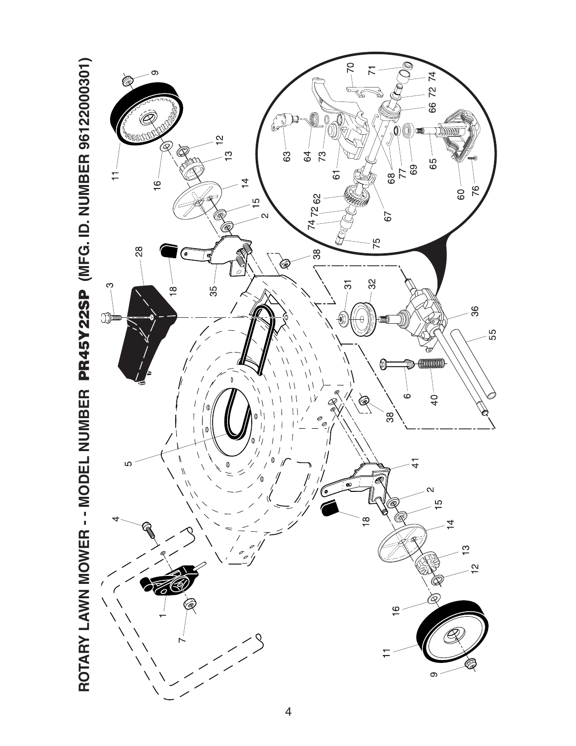# ROTARY LAWN MOWER - - MODEL NUMBER PR45Y22SP (MFG. ID. NUMBER 96122000301)

9
11
16
12
13
14
15
2
28
3
18
35
38
31
32
36
55
6
40
38
5
41
2
15
14
13
12
16
11
9
18
4
1
7
70
71
74
72
66
65
60
76
69
77
68
61
73
64
63
62
72
74
67
75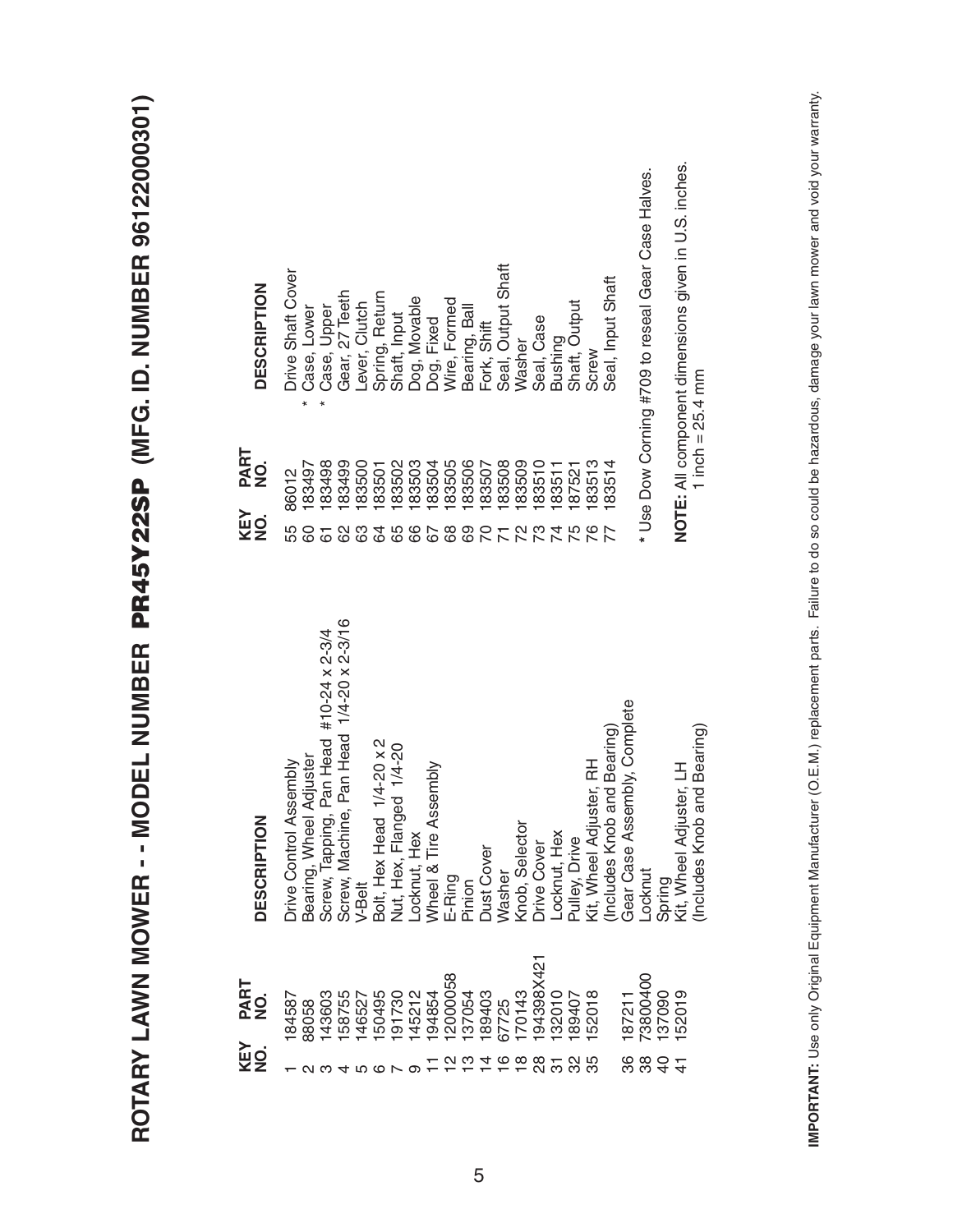# ROTARY LAWN MOWER - - MODEL NUMBER PR45Y22SP (MFG. ID. NUMBER 96122000301)

| KEY NO. | PART NO. | DESCRIPTION |
|---|---|---|
| 1 | 184587 | Drive Control Assembly |
| 2 | 88058 | Bearing, Wheel Adjuster |
| 3 | 143603 | Screw, Tapping, Pan Head #10-24 x 2-3/4 |
| 4 | 158755 | Screw, Machine, Pan Head 1/4-20 x 2-3/16 |
| 5 | 146527 | V-Belt |
| 6 | 150495 | Bolt, Hex Head 1/4-20 x 2 |
| 7 | 191730 | Nut, Hex, Flanged 1/4-20 |
| 9 | 145212 | Locknut, Hex |
| 11 | 194854 | Wheel & Tire Assembly |
| 12 | 12000058 | E-Ring |
| 13 | 137054 | Pinion |
| 14 | 189403 | Dust Cover |
| 16 | 67725 | Washer |
| 18 | 170143 | Knob, Selector |
| 28 | 194398X421 | Drive Cover |
| 31 | 132010 | Locknut, Hex |
| 32 | 189407 | Pulley, Drive |
| 35 | 152018 | Kit, Wheel Adjuster, RH (Includes Knob and Bearing) |
| 36 | 187211 | Gear Case Assembly, Complete |
| 38 | 73800400 | Locknut |
| 40 | 137090 | Spring |
| 41 | 152019 | Kit, Wheel Adjuster, LH (Includes Knob and Bearing) |
| 55 | 86012 | Drive Shaft Cover |
| 60 | 183497 | * Case, Lower |
| 61 | 183498 | * Case, Upper |
| 62 | 183499 | Gear, 27 Teeth |
| 63 | 183500 | Lever, Clutch |
| 64 | 183501 | Spring, Return |
| 65 | 183502 | Shaft, Input |
| 66 | 183503 | Dog, Movable |
| 67 | 183504 | Dog, Fixed |
| 68 | 183505 | Wire, Formed |
| 69 | 183506 | Bearing, Ball |
| 70 | 183507 | Fork, Shift |
| 71 | 183508 | Seal, Output Shaft |
| 72 | 183509 | Washer |
| 73 | 183510 | Seal, Case |
| 74 | 183511 | Bushing |
| 75 | 187521 | Shaft, Output |
| 76 | 183513 | Screw |
| 77 | 183514 | Seal, Input Shaft |

* Use Dow Corning #709 to reseal Gear Case Halves.

**NOTE:** All component dimensions given in U.S. inches.
1 inch = 25.4 mm

**IMPORTANT:** Use only Original Equipment Manufacturer (O.E.M.) replacement parts. Failure to do so could be hazardous, damage your lawn mower and void your warranty.